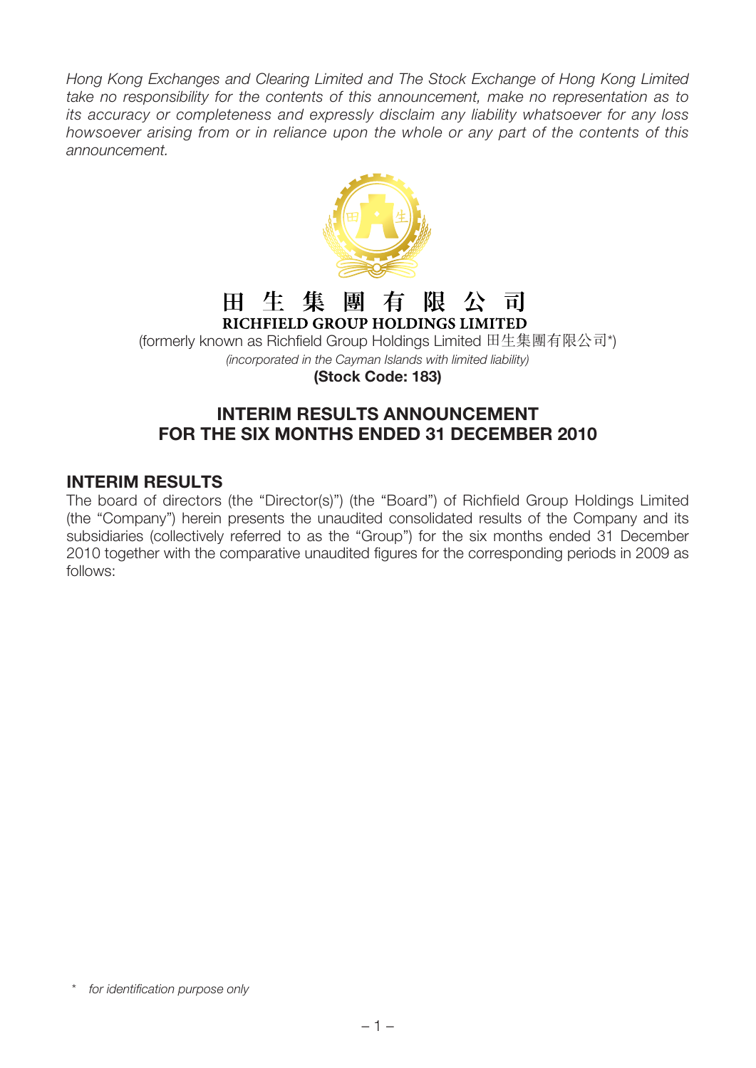*Hong Kong Exchanges and Clearing Limited and The Stock Exchange of Hong Kong Limited take no responsibility for the contents of this announcement, make no representation as to its accuracy or completeness and expressly disclaim any liability whatsoever for any loss howsoever arising from or in reliance upon the whole or any part of the contents of this announcement.*

# 田 生 集 團 有 限 公 司

**RICHFIELD GROUP HOLDINGS LIMITED**

(formerly known as Richfield Group Holdings Limited 田生集團有限公司*)

*(incorporated in the Cayman Islands with limited liability)*

**(Stock Code: 183)**

## INTERIM RESULTS ANNOUNCEMENT FOR THE SIX MONTHS ENDED 31 DECEMBER 2010

## INTERIM RESULTS

The board of directors (the "Director(s)") (the "Board") of Richfield Group Holdings Limited (the "Company") herein presents the unaudited consolidated results of the Company and its subsidiaries (collectively referred to as the "Group") for the six months ended 31 December 2010 together with the comparative unaudited figures for the corresponding periods in 2009 as follows:

\* *for identification purpose only*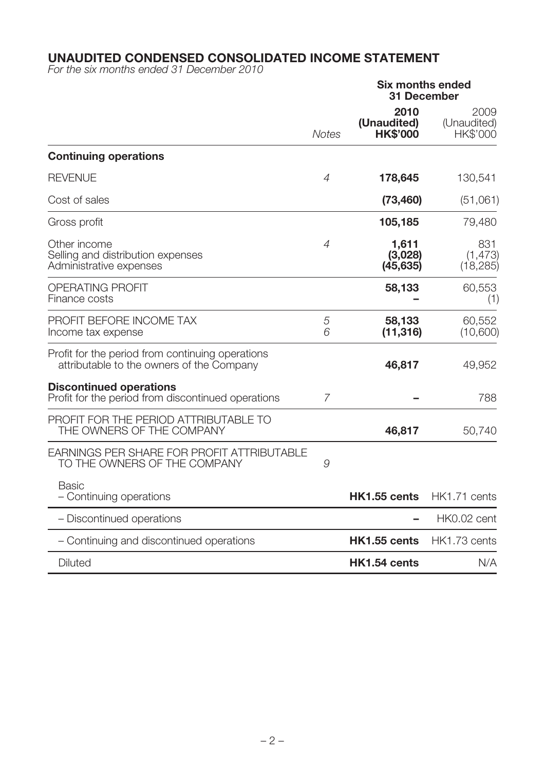# UNAUDITED CONDENSED CONSOLIDATED INCOME STATEMENT

*For the six months ended 31 December 2010*

| | Notes | Six months ended 31 December 2010 (Unaudited) HK$'000 | Six months ended 31 December 2009 (Unaudited) HK$'000 |
|---|---|---|---|
| **Continuing operations** | | | |
| REVENUE | 4 | **178,645** | 130,541 |
| Cost of sales | | **(73,460)** | (51,061) |
| Gross profit | | **105,185** | 79,480 |
| Other income | 4 | **1,611** | 831 |
| Selling and distribution expenses | | **(3,028)** | (1,473) |
| Administrative expenses | | **(45,635)** | (18,285) |
| OPERATING PROFIT | | **58,133** | 60,553 |
| Finance costs | | **–** | (1) |
| PROFIT BEFORE INCOME TAX | 5 | **58,133** | 60,552 |
| Income tax expense | 6 | **(11,316)** | (10,600) |
| Profit for the period from continuing operations attributable to the owners of the Company | | **46,817** | 49,952 |
| **Discontinued operations** | | | |
| Profit for the period from discontinued operations | 7 | **–** | 788 |
| PROFIT FOR THE PERIOD ATTRIBUTABLE TO THE OWNERS OF THE COMPANY | | **46,817** | 50,740 |
| EARNINGS PER SHARE FOR PROFIT ATTRIBUTABLE TO THE OWNERS OF THE COMPANY | 9 | | |
| Basic | | | |
| – Continuing operations | | **HK1.55 cents** | HK1.71 cents |
| – Discontinued operations | | **–** | HK0.02 cent |
| – Continuing and discontinued operations | | **HK1.55 cents** | HK1.73 cents |
| Diluted | | **HK1.54 cents** | N/A |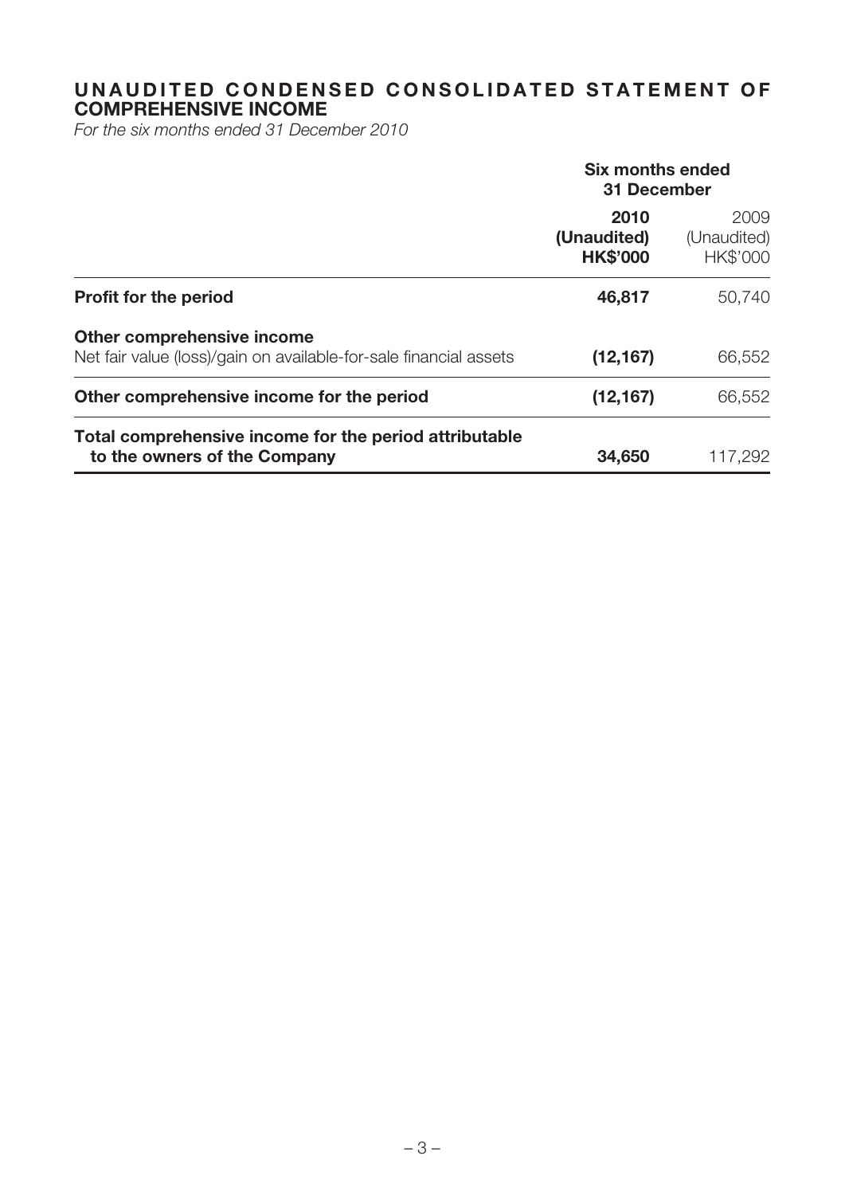## UNAUDITED CONDENSED CONSOLIDATED STATEMENT OF COMPREHENSIVE INCOME

*For the six months ended 31 December 2010*

| | Six months ended 31 December | |
|---|---|---|
| | **2010** | 2009 |
| | **(Unaudited)** | (Unaudited) |
| | **HK$'000** | HK$'000 |
| **Profit for the period** | **46,817** | 50,740 |
| **Other comprehensive income** | | |
| Net fair value (loss)/gain on available-for-sale financial assets | **(12,167)** | 66,552 |
| **Other comprehensive income for the period** | **(12,167)** | 66,552 |
| **Total comprehensive income for the period attributable to the owners of the Company** | **34,650** | 117,292 |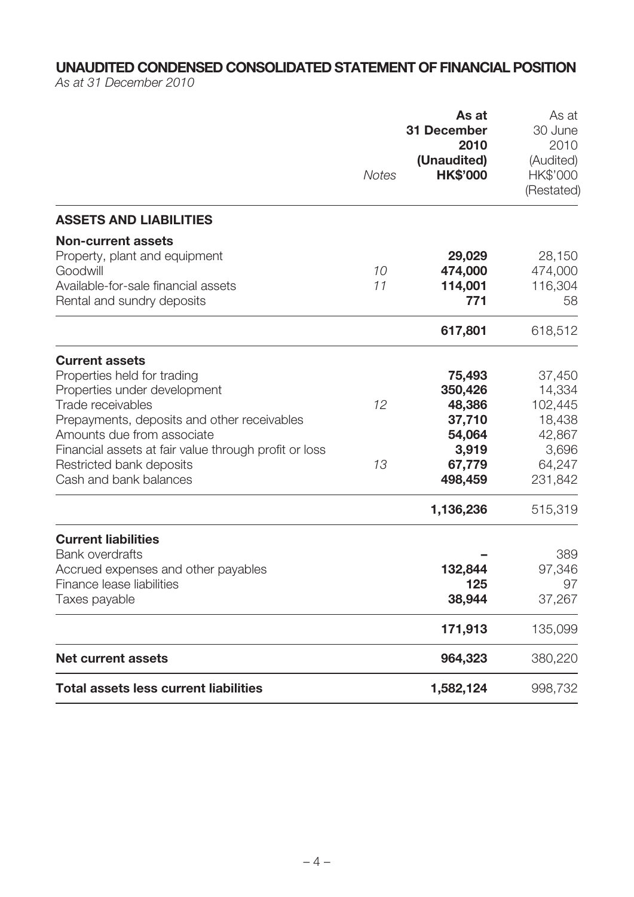# UNAUDITED CONDENSED CONSOLIDATED STATEMENT OF FINANCIAL POSITION

*As at 31 December 2010*

| | Notes | As at 31 December 2010 (Unaudited) HK$'000 | As at 30 June 2010 (Audited) HK$'000 (Restated) |
|---|---|---|---|
| **ASSETS AND LIABILITIES** | | | |
| **Non-current assets** | | | |
| Property, plant and equipment | | **29,029** | 28,150 |
| Goodwill | 10 | **474,000** | 474,000 |
| Available-for-sale financial assets | 11 | **114,001** | 116,304 |
| Rental and sundry deposits | | **771** | 58 |
| | | **617,801** | 618,512 |
| **Current assets** | | | |
| Properties held for trading | | **75,493** | 37,450 |
| Properties under development | | **350,426** | 14,334 |
| Trade receivables | 12 | **48,386** | 102,445 |
| Prepayments, deposits and other receivables | | **37,710** | 18,438 |
| Amounts due from associate | | **54,064** | 42,867 |
| Financial assets at fair value through profit or loss | | **3,919** | 3,696 |
| Restricted bank deposits | 13 | **67,779** | 64,247 |
| Cash and bank balances | | **498,459** | 231,842 |
| | | **1,136,236** | 515,319 |
| **Current liabilities** | | | |
| Bank overdrafts | | **–** | 389 |
| Accrued expenses and other payables | | **132,844** | 97,346 |
| Finance lease liabilities | | **125** | 97 |
| Taxes payable | | **38,944** | 37,267 |
| | | **171,913** | 135,099 |
| **Net current assets** | | **964,323** | 380,220 |
| **Total assets less current liabilities** | | **1,582,124** | 998,732 |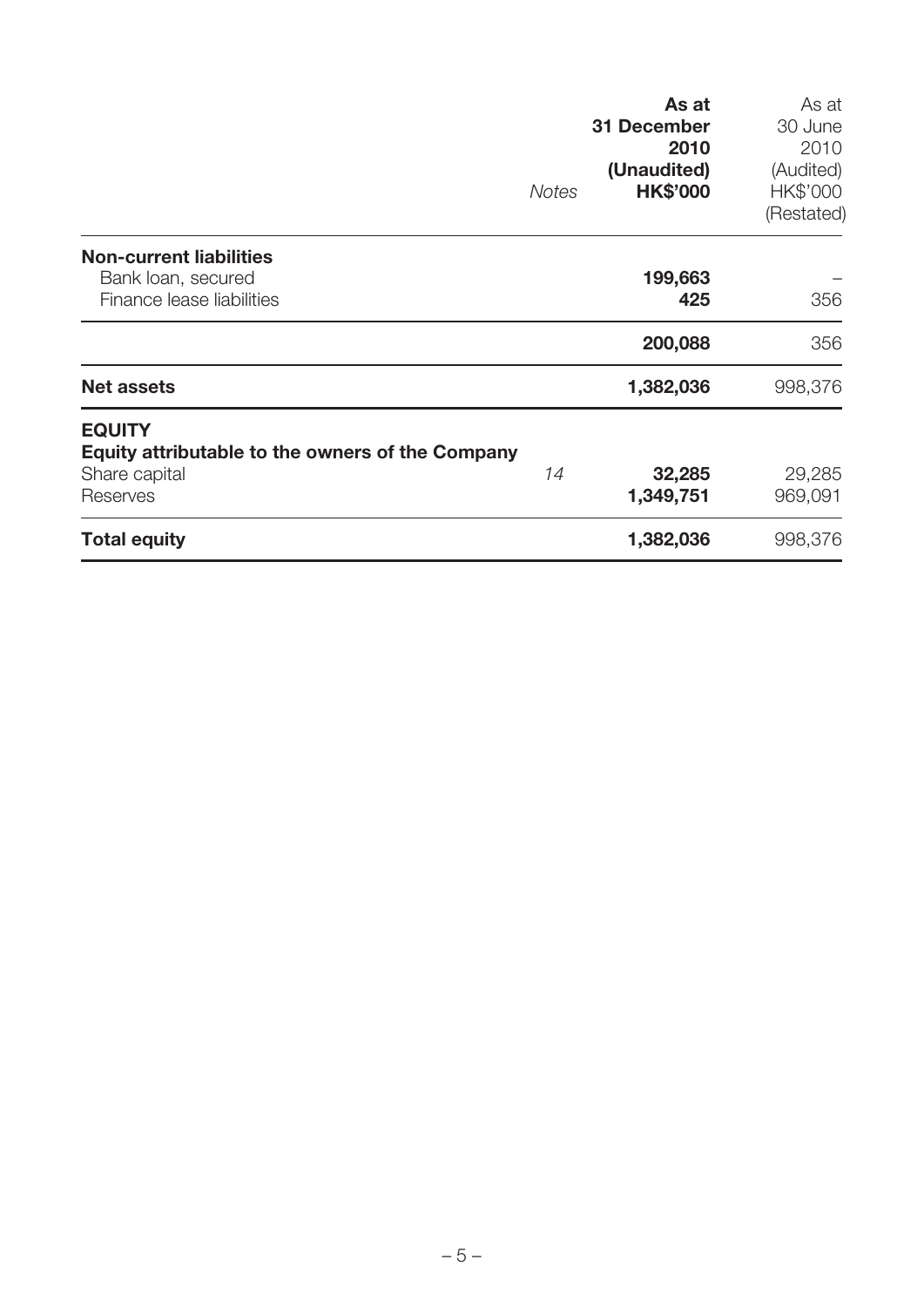| | Notes | **As at 31 December 2010 (Unaudited) HK$'000** | As at 30 June 2010 (Audited) HK$'000 (Restated) |
|---|---|---|---|
| **Non-current liabilities** | | | |
| Bank loan, secured | | **199,663** | – |
| Finance lease liabilities | | **425** | 356 |
| | | **200,088** | 356 |
| **Net assets** | | **1,382,036** | 998,376 |
| **EQUITY** | | | |
| **Equity attributable to the owners of the Company** | | | |
| Share capital | *14* | **32,285** | 29,285 |
| Reserves | | **1,349,751** | 969,091 |
| **Total equity** | | **1,382,036** | 998,376 |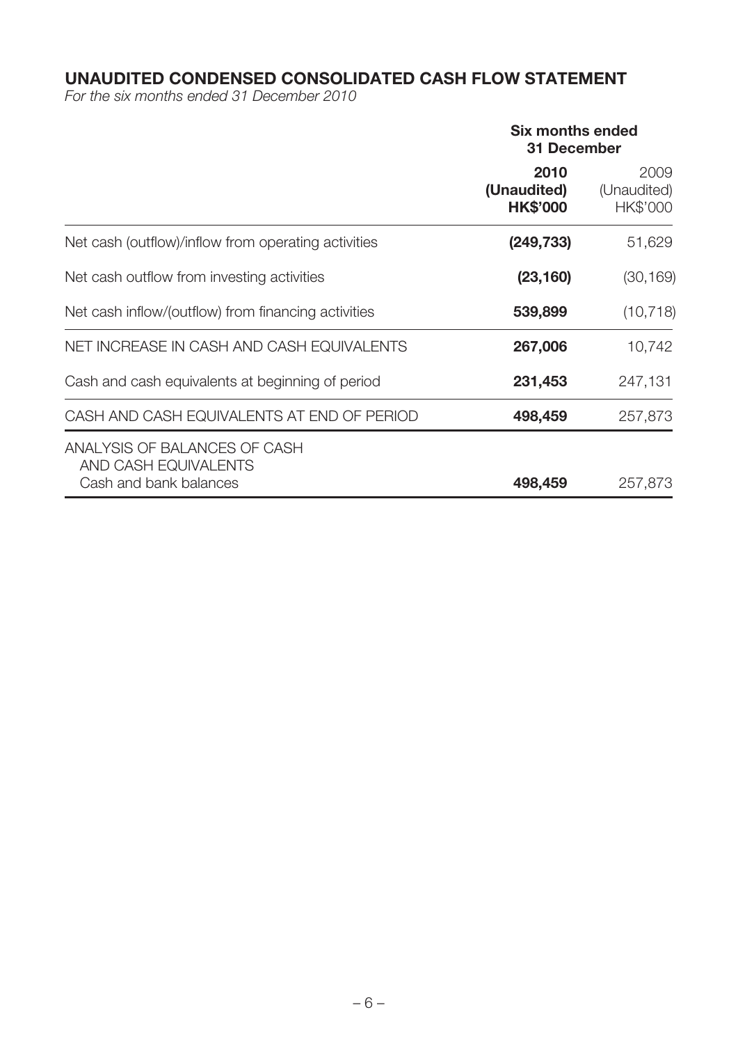## UNAUDITED CONDENSED CONSOLIDATED CASH FLOW STATEMENT

*For the six months ended 31 December 2010*

| | Six months ended 31 December | |
|---|---|---|
| | **2010** | 2009 |
| | **(Unaudited)** | (Unaudited) |
| | **HK$'000** | HK$'000 |
| Net cash (outflow)/inflow from operating activities | **(249,733)** | 51,629 |
| Net cash outflow from investing activities | **(23,160)** | (30,169) |
| Net cash inflow/(outflow) from financing activities | **539,899** | (10,718) |
| NET INCREASE IN CASH AND CASH EQUIVALENTS | **267,006** | 10,742 |
| Cash and cash equivalents at beginning of period | **231,453** | 247,131 |
| CASH AND CASH EQUIVALENTS AT END OF PERIOD | **498,459** | 257,873 |
| ANALYSIS OF BALANCES OF CASH AND CASH EQUIVALENTS | | |
| Cash and bank balances | **498,459** | 257,873 |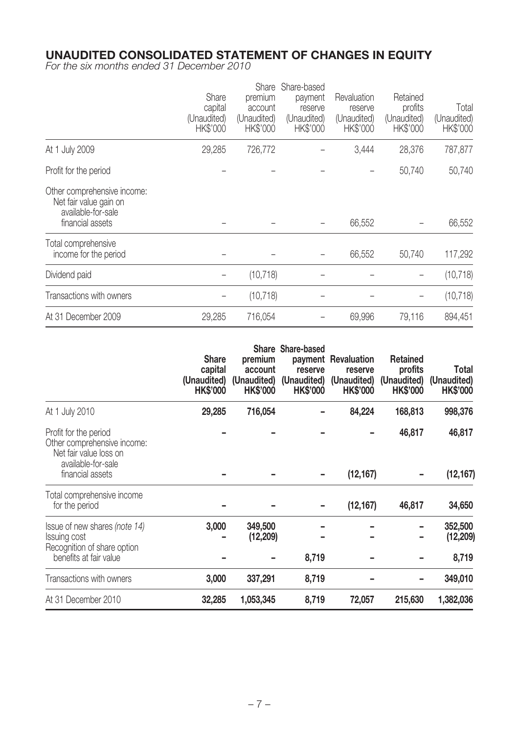# UNAUDITED CONSOLIDATED STATEMENT OF CHANGES IN EQUITY

*For the six months ended 31 December 2010*

| | Share capital (Unaudited) HK$'000 | Share premium account (Unaudited) HK$'000 | Share-based payment reserve (Unaudited) HK$'000 | Revaluation reserve (Unaudited) HK$'000 | Retained profits (Unaudited) HK$'000 | Total (Unaudited) HK$'000 |
|---|---|---|---|---|---|---|
| At 1 July 2009 | 29,285 | 726,772 | – | 3,444 | 28,376 | 787,877 |
| Profit for the period | – | – | – | – | 50,740 | 50,740 |
| Other comprehensive income: Net fair value gain on available-for-sale financial assets | – | – | – | 66,552 | – | 66,552 |
| Total comprehensive income for the period | – | – | – | 66,552 | 50,740 | 117,292 |
| Dividend paid | – | (10,718) | – | – | – | (10,718) |
| Transactions with owners | – | (10,718) | – | – | – | (10,718) |
| At 31 December 2009 | 29,285 | 716,054 | – | 69,996 | 79,116 | 894,451 |

| | **Share capital (Unaudited) HK$'000** | **Share premium account (Unaudited) HK$'000** | **Share-based payment reserve (Unaudited) HK$'000** | **Revaluation reserve (Unaudited) HK$'000** | **Retained profits (Unaudited) HK$'000** | **Total (Unaudited) HK$'000** |
|---|---|---|---|---|---|---|
| At 1 July 2010 | **29,285** | **716,054** | **–** | **84,224** | **168,813** | **998,376** |
| Profit for the period | **–** | **–** | **–** | **–** | **46,817** | **46,817** |
| Other comprehensive income: Net fair value loss on available-for-sale financial assets | **–** | **–** | **–** | **(12,167)** | **–** | **(12,167)** |
| Total comprehensive income for the period | **–** | **–** | **–** | **(12,167)** | **46,817** | **34,650** |
| Issue of new shares *(note 14)* | **3,000** | **349,500** | **–** | **–** | **–** | **352,500** |
| Issuing cost | **–** | **(12,209)** | **–** | **–** | **–** | **(12,209)** |
| Recognition of share option benefits at fair value | **–** | **–** | **8,719** | **–** | **–** | **8,719** |
| Transactions with owners | **3,000** | **337,291** | **8,719** | **–** | **–** | **349,010** |
| At 31 December 2010 | **32,285** | **1,053,345** | **8,719** | **72,057** | **215,630** | **1,382,036** |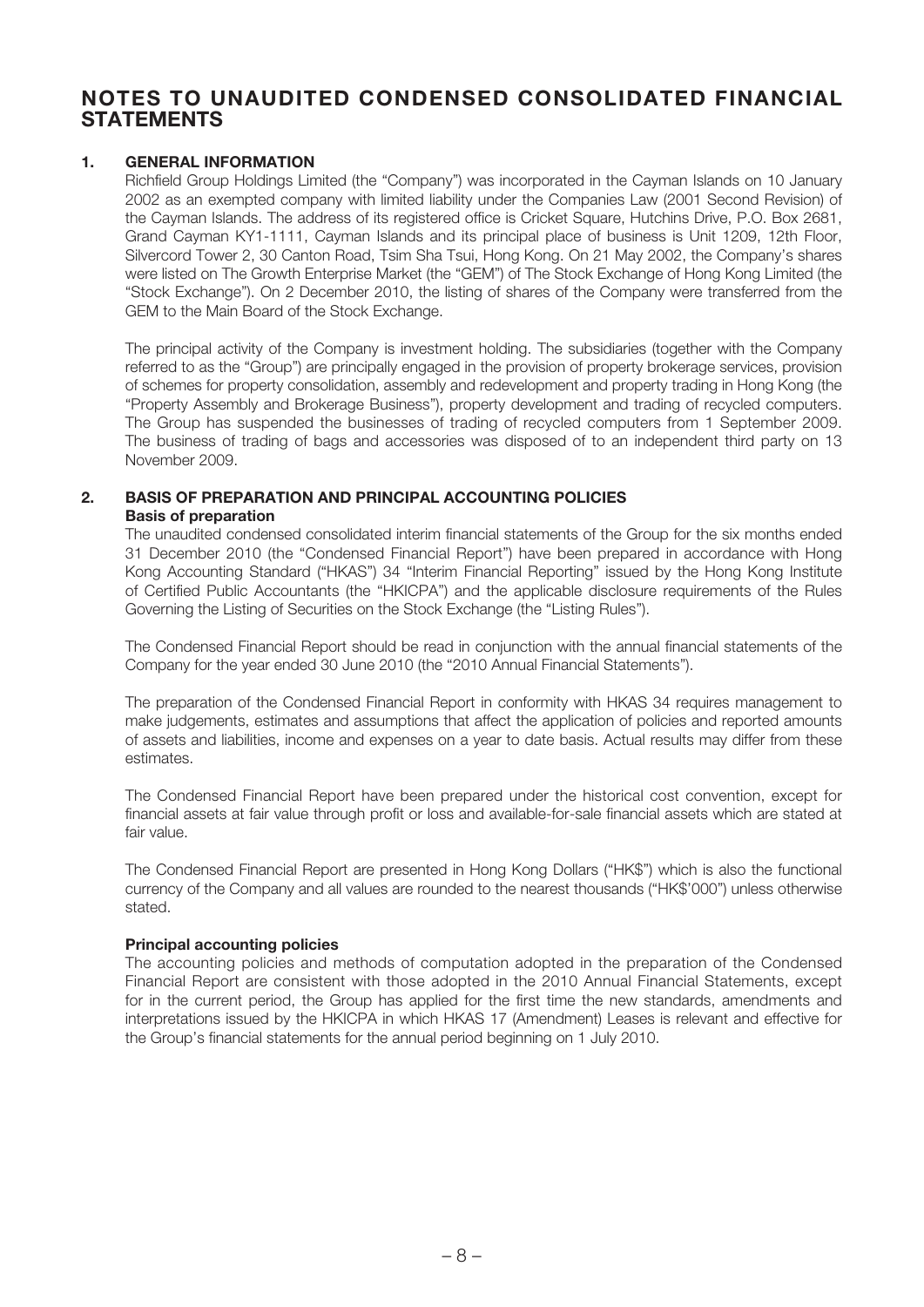# NOTES TO UNAUDITED CONDENSED CONSOLIDATED FINANCIAL STATEMENTS

## 1. GENERAL INFORMATION

Richfield Group Holdings Limited (the "Company") was incorporated in the Cayman Islands on 10 January 2002 as an exempted company with limited liability under the Companies Law (2001 Second Revision) of the Cayman Islands. The address of its registered office is Cricket Square, Hutchins Drive, P.O. Box 2681, Grand Cayman KY1-1111, Cayman Islands and its principal place of business is Unit 1209, 12th Floor, Silvercord Tower 2, 30 Canton Road, Tsim Sha Tsui, Hong Kong. On 21 May 2002, the Company's shares were listed on The Growth Enterprise Market (the "GEM") of The Stock Exchange of Hong Kong Limited (the "Stock Exchange"). On 2 December 2010, the listing of shares of the Company were transferred from the GEM to the Main Board of the Stock Exchange.

The principal activity of the Company is investment holding. The subsidiaries (together with the Company referred to as the "Group") are principally engaged in the provision of property brokerage services, provision of schemes for property consolidation, assembly and redevelopment and property trading in Hong Kong (the "Property Assembly and Brokerage Business"), property development and trading of recycled computers. The Group has suspended the businesses of trading of recycled computers from 1 September 2009. The business of trading of bags and accessories was disposed of to an independent third party on 13 November 2009.

## 2. BASIS OF PREPARATION AND PRINCIPAL ACCOUNTING POLICIES

### Basis of preparation

The unaudited condensed consolidated interim financial statements of the Group for the six months ended 31 December 2010 (the "Condensed Financial Report") have been prepared in accordance with Hong Kong Accounting Standard ("HKAS") 34 "Interim Financial Reporting" issued by the Hong Kong Institute of Certified Public Accountants (the "HKICPA") and the applicable disclosure requirements of the Rules Governing the Listing of Securities on the Stock Exchange (the "Listing Rules").

The Condensed Financial Report should be read in conjunction with the annual financial statements of the Company for the year ended 30 June 2010 (the "2010 Annual Financial Statements").

The preparation of the Condensed Financial Report in conformity with HKAS 34 requires management to make judgements, estimates and assumptions that affect the application of policies and reported amounts of assets and liabilities, income and expenses on a year to date basis. Actual results may differ from these estimates.

The Condensed Financial Report have been prepared under the historical cost convention, except for financial assets at fair value through profit or loss and available-for-sale financial assets which are stated at fair value.

The Condensed Financial Report are presented in Hong Kong Dollars ("HK$") which is also the functional currency of the Company and all values are rounded to the nearest thousands ("HK$'000") unless otherwise stated.

### Principal accounting policies

The accounting policies and methods of computation adopted in the preparation of the Condensed Financial Report are consistent with those adopted in the 2010 Annual Financial Statements, except for in the current period, the Group has applied for the first time the new standards, amendments and interpretations issued by the HKICPA in which HKAS 17 (Amendment) Leases is relevant and effective for the Group's financial statements for the annual period beginning on 1 July 2010.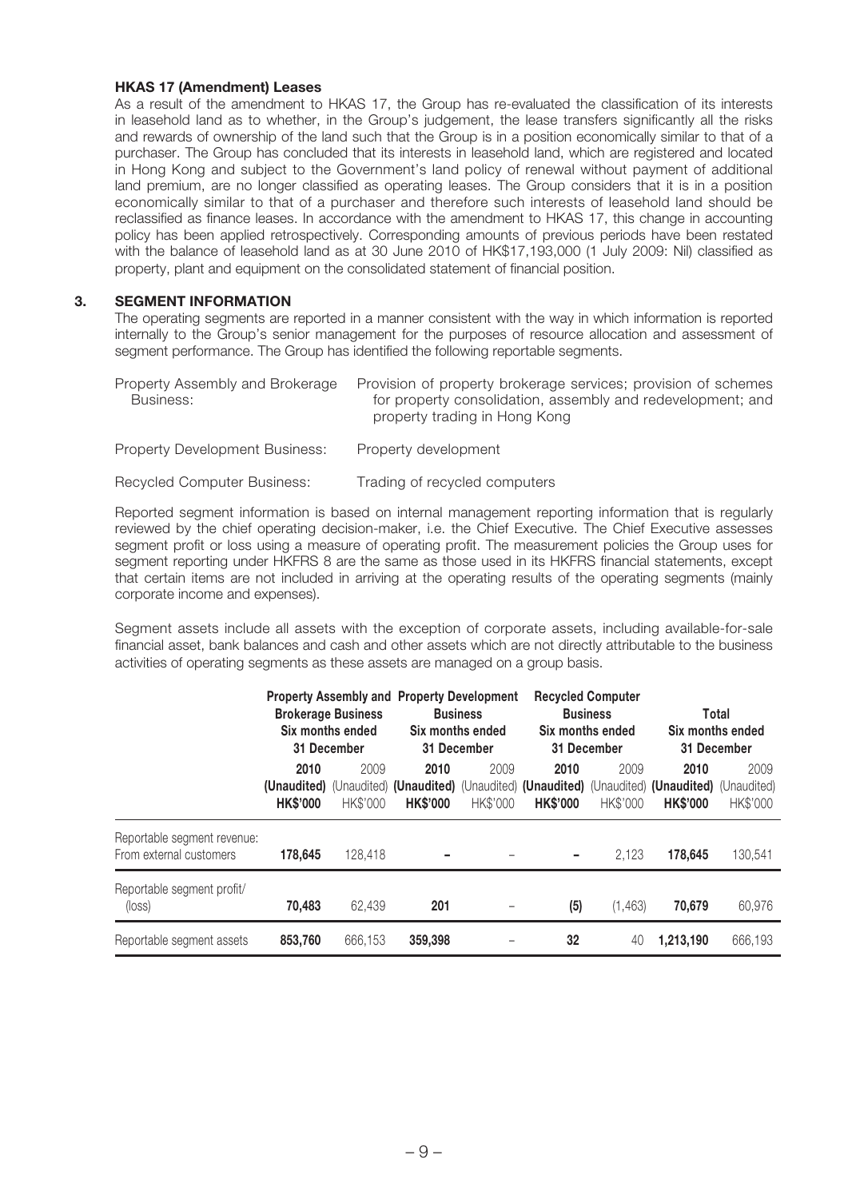**HKAS 17 (Amendment) Leases**

As a result of the amendment to HKAS 17, the Group has re-evaluated the classification of its interests in leasehold land as to whether, in the Group's judgement, the lease transfers significantly all the risks and rewards of ownership of the land such that the Group is in a position economically similar to that of a purchaser. The Group has concluded that its interests in leasehold land, which are registered and located in Hong Kong and subject to the Government's land policy of renewal without payment of additional land premium, are no longer classified as operating leases. The Group considers that it is in a position economically similar to that of a purchaser and therefore such interests of leasehold land should be reclassified as finance leases. In accordance with the amendment to HKAS 17, this change in accounting policy has been applied retrospectively. Corresponding amounts of previous periods have been restated with the balance of leasehold land as at 30 June 2010 of HK$17,193,000 (1 July 2009: Nil) classified as property, plant and equipment on the consolidated statement of financial position.

## 3. SEGMENT INFORMATION

The operating segments are reported in a manner consistent with the way in which information is reported internally to the Group's senior management for the purposes of resource allocation and assessment of segment performance. The Group has identified the following reportable segments.

| | |
|---|---|
| Property Assembly and Brokerage Business: | Provision of property brokerage services; provision of schemes for property consolidation, assembly and redevelopment; and property trading in Hong Kong |
| Property Development Business: | Property development |
| Recycled Computer Business: | Trading of recycled computers |

Reported segment information is based on internal management reporting information that is regularly reviewed by the chief operating decision-maker, i.e. the Chief Executive. The Chief Executive assesses segment profit or loss using a measure of operating profit. The measurement policies the Group uses for segment reporting under HKFRS 8 are the same as those used in its HKFRS financial statements, except that certain items are not included in arriving at the operating results of the operating segments (mainly corporate income and expenses).

Segment assets include all assets with the exception of corporate assets, including available-for-sale financial asset, bank balances and cash and other assets which are not directly attributable to the business activities of operating segments as these assets are managed on a group basis.

| | Property Assembly and Brokerage Business Six months ended 31 December | | Property Development Business Six months ended 31 December | | Recycled Computer Business Six months ended 31 December | | Total Six months ended 31 December | |
|---|---|---|---|---|---|---|---|---|
| | **2010 (Unaudited) HK$'000** | 2009 (Unaudited) HK$'000 | **2010 (Unaudited) HK$'000** | 2009 (Unaudited) HK$'000 | **2010 (Unaudited) HK$'000** | 2009 (Unaudited) HK$'000 | **2010 (Unaudited) HK$'000** | 2009 (Unaudited) HK$'000 |
| Reportable segment revenue: From external customers | **178,645** | 128,418 | **–** | – | **–** | 2,123 | **178,645** | 130,541 |
| Reportable segment profit/(loss) | **70,483** | 62,439 | **201** | – | **(5)** | (1,463) | **70,679** | 60,976 |
| Reportable segment assets | **853,760** | 666,153 | **359,398** | – | **32** | 40 | **1,213,190** | 666,193 |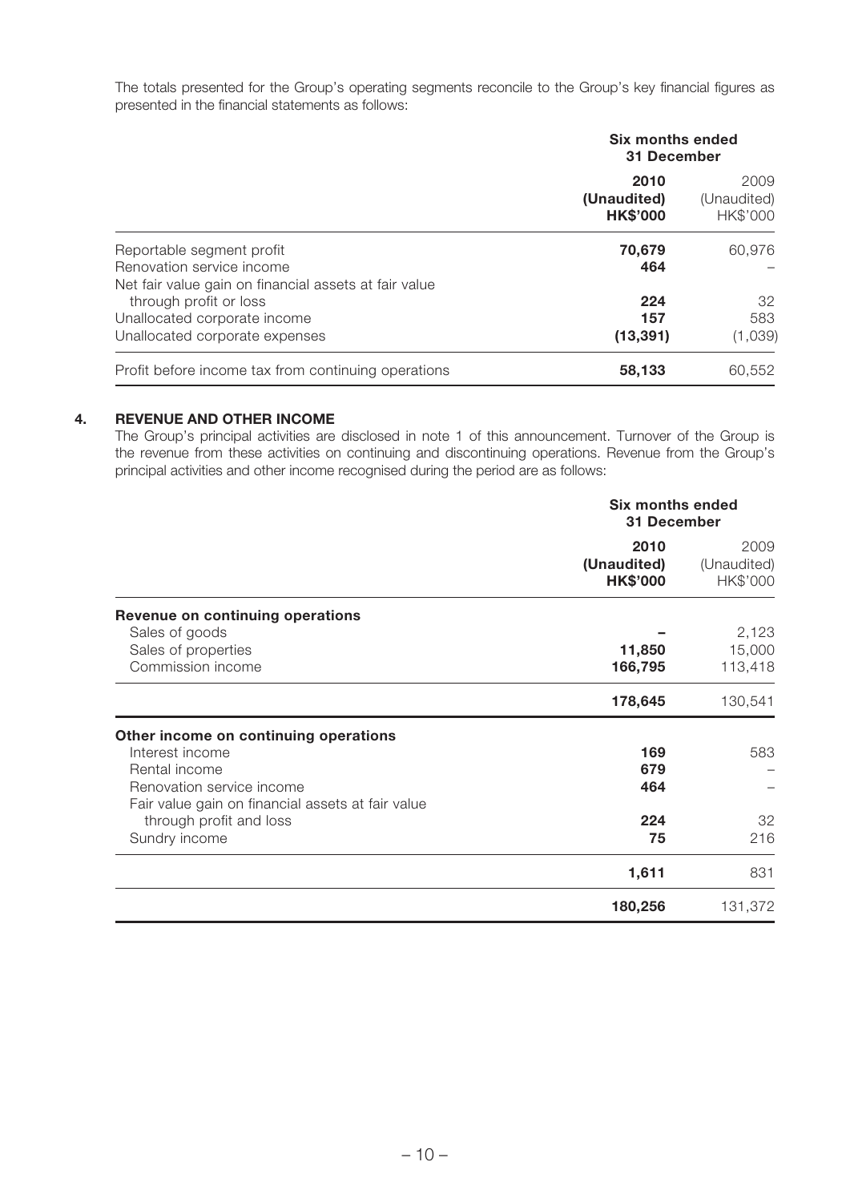The totals presented for the Group's operating segments reconcile to the Group's key financial figures as presented in the financial statements as follows:

| | Six months ended 31 December | |
|---|---|---|
| | **2010** | 2009 |
| | **(Unaudited)** | (Unaudited) |
| | **HK$'000** | HK$'000 |
| Reportable segment profit | **70,679** | 60,976 |
| Renovation service income | **464** | – |
| Net fair value gain on financial assets at fair value through profit or loss | **224** | 32 |
| Unallocated corporate income | **157** | 583 |
| Unallocated corporate expenses | **(13,391)** | (1,039) |
| Profit before income tax from continuing operations | **58,133** | 60,552 |

## 4. REVENUE AND OTHER INCOME

The Group's principal activities are disclosed in note 1 of this announcement. Turnover of the Group is the revenue from these activities on continuing and discontinuing operations. Revenue from the Group's principal activities and other income recognised during the period are as follows:

| | Six months ended 31 December | |
|---|---|---|
| | **2010** | 2009 |
| | **(Unaudited)** | (Unaudited) |
| | **HK$'000** | HK$'000 |
| **Revenue on continuing operations** | | |
| Sales of goods | **–** | 2,123 |
| Sales of properties | **11,850** | 15,000 |
| Commission income | **166,795** | 113,418 |
| | **178,645** | 130,541 |
| **Other income on continuing operations** | | |
| Interest income | **169** | 583 |
| Rental income | **679** | – |
| Renovation service income | **464** | – |
| Fair value gain on financial assets at fair value through profit and loss | **224** | 32 |
| Sundry income | **75** | 216 |
| | **1,611** | 831 |
| | **180,256** | 131,372 |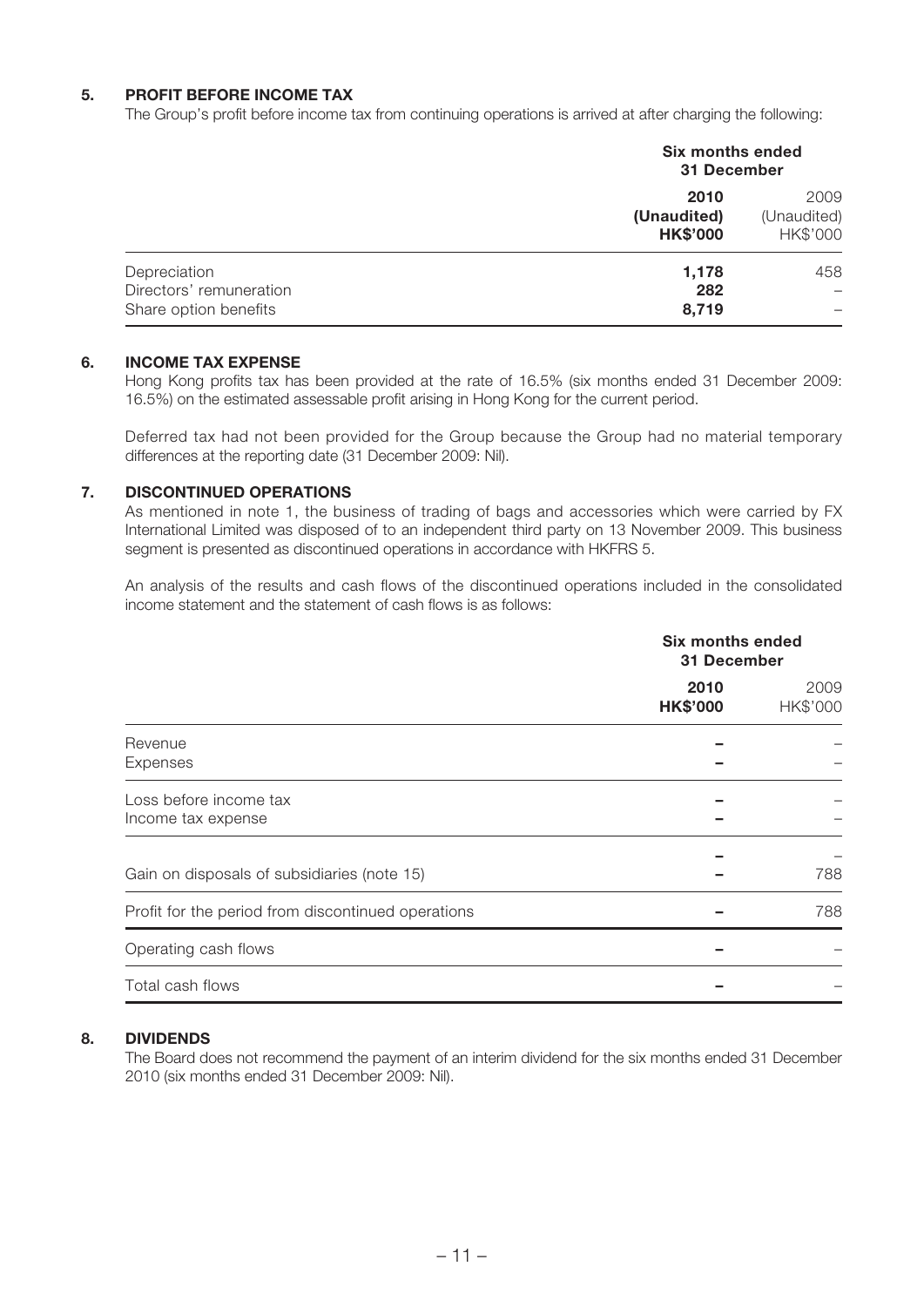## 5. PROFIT BEFORE INCOME TAX

The Group's profit before income tax from continuing operations is arrived at after charging the following:

| | Six months ended 31 December | |
|---|---|---|
| | **2010 (Unaudited) HK$'000** | 2009 (Unaudited) HK$'000 |
| Depreciation | **1,178** | 458 |
| Directors' remuneration | **282** | – |
| Share option benefits | **8,719** | – |

## 6. INCOME TAX EXPENSE

Hong Kong profits tax has been provided at the rate of 16.5% (six months ended 31 December 2009: 16.5%) on the estimated assessable profit arising in Hong Kong for the current period.

Deferred tax had not been provided for the Group because the Group had no material temporary differences at the reporting date (31 December 2009: Nil).

## 7. DISCONTINUED OPERATIONS

As mentioned in note 1, the business of trading of bags and accessories which were carried by FX International Limited was disposed of to an independent third party on 13 November 2009. This business segment is presented as discontinued operations in accordance with HKFRS 5.

An analysis of the results and cash flows of the discontinued operations included in the consolidated income statement and the statement of cash flows is as follows:

| | Six months ended 31 December | |
|---|---|---|
| | **2010 HK$'000** | 2009 HK$'000 |
| Revenue | **–** | – |
| Expenses | **–** | – |
| Loss before income tax | **–** | – |
| Income tax expense | **–** | – |
| | **–** | – |
| Gain on disposals of subsidiaries (note 15) | **–** | 788 |
| Profit for the period from discontinued operations | **–** | 788 |
| Operating cash flows | **–** | – |
| Total cash flows | **–** | – |

## 8. DIVIDENDS

The Board does not recommend the payment of an interim dividend for the six months ended 31 December 2010 (six months ended 31 December 2009: Nil).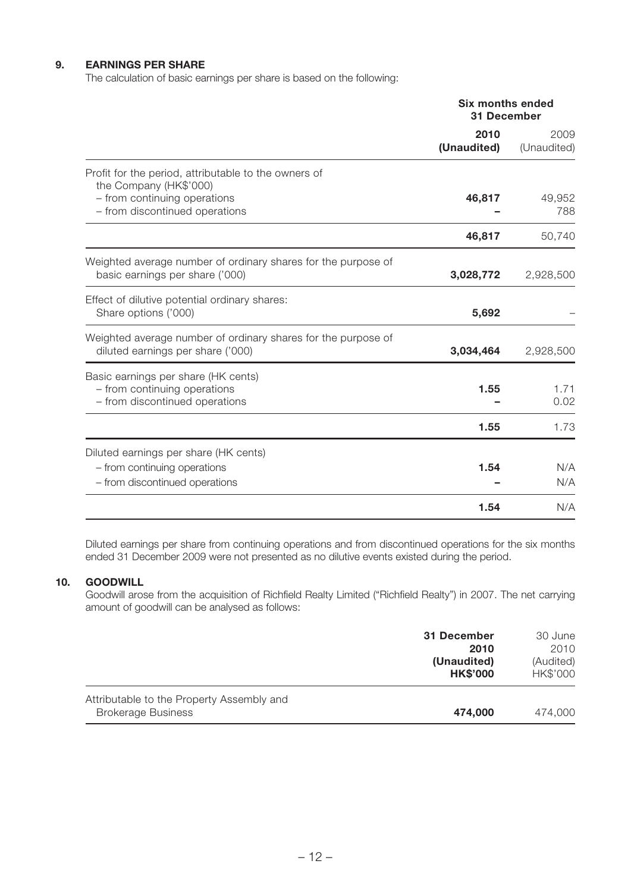## 9. EARNINGS PER SHARE

The calculation of basic earnings per share is based on the following:

| | Six months ended 31 December | |
|---|---|---|
| | **2010 (Unaudited)** | 2009 (Unaudited) |
| Profit for the period, attributable to the owners of the Company (HK$'000) | | |
| – from continuing operations | **46,817** | 49,952 |
| – from discontinued operations | **–** | 788 |
| | **46,817** | 50,740 |
| Weighted average number of ordinary shares for the purpose of basic earnings per share ('000) | **3,028,772** | 2,928,500 |
| Effect of dilutive potential ordinary shares: Share options ('000) | **5,692** | – |
| Weighted average number of ordinary shares for the purpose of diluted earnings per share ('000) | **3,034,464** | 2,928,500 |
| Basic earnings per share (HK cents) | | |
| – from continuing operations | **1.55** | 1.71 |
| – from discontinued operations | **–** | 0.02 |
| | **1.55** | 1.73 |
| Diluted earnings per share (HK cents) | | |
| – from continuing operations | **1.54** | N/A |
| – from discontinued operations | **–** | N/A |
| | **1.54** | N/A |

Diluted earnings per share from continuing operations and from discontinued operations for the six months ended 31 December 2009 were not presented as no dilutive events existed during the period.

## 10. GOODWILL

Goodwill arose from the acquisition of Richfield Realty Limited ("Richfield Realty") in 2007. The net carrying amount of goodwill can be analysed as follows:

| | **31 December 2010 (Unaudited) HK$'000** | 30 June 2010 (Audited) HK$'000 |
|---|---|---|
| Attributable to the Property Assembly and Brokerage Business | **474,000** | 474,000 |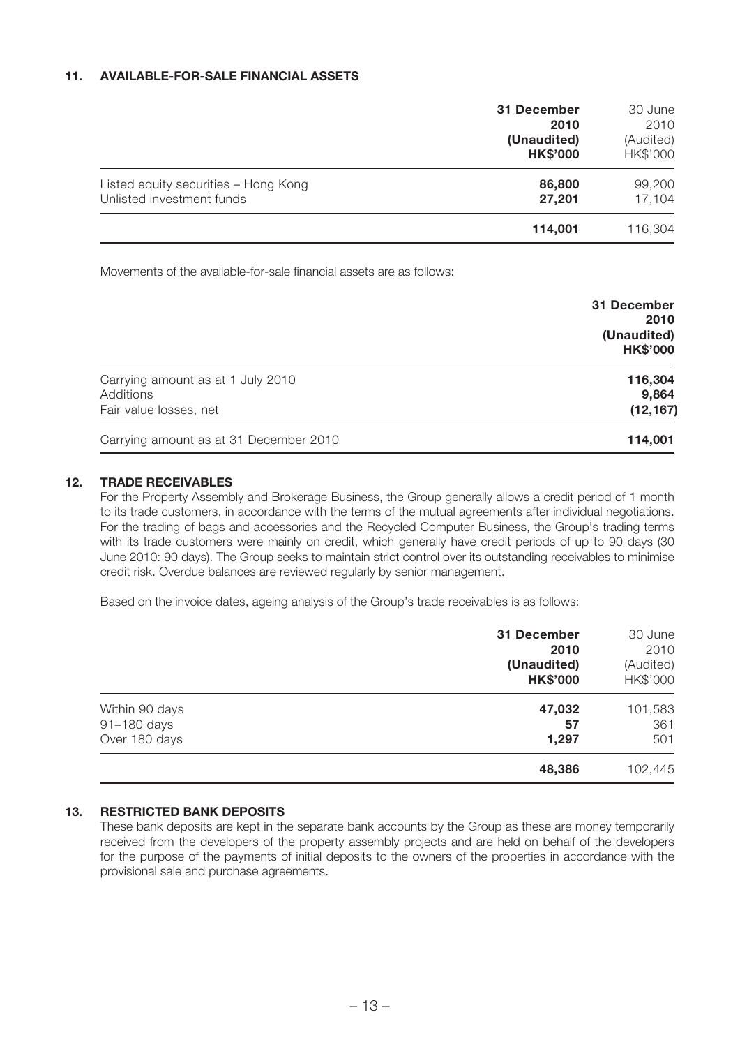## 11. AVAILABLE-FOR-SALE FINANCIAL ASSETS

| | 31 December 2010 (Unaudited) HK$'000 | 30 June 2010 (Audited) HK$'000 |
|---|---|---|
| Listed equity securities – Hong Kong | **86,800** | 99,200 |
| Unlisted investment funds | **27,201** | 17,104 |
| | **114,001** | 116,304 |

Movements of the available-for-sale financial assets are as follows:

| | 31 December 2010 (Unaudited) HK$'000 |
|---|---|
| Carrying amount as at 1 July 2010 | **116,304** |
| Additions | **9,864** |
| Fair value losses, net | **(12,167)** |
| Carrying amount as at 31 December 2010 | **114,001** |

## 12. TRADE RECEIVABLES

For the Property Assembly and Brokerage Business, the Group generally allows a credit period of 1 month to its trade customers, in accordance with the terms of the mutual agreements after individual negotiations. For the trading of bags and accessories and the Recycled Computer Business, the Group's trading terms with its trade customers were mainly on credit, which generally have credit periods of up to 90 days (30 June 2010: 90 days). The Group seeks to maintain strict control over its outstanding receivables to minimise credit risk. Overdue balances are reviewed regularly by senior management.

Based on the invoice dates, ageing analysis of the Group's trade receivables is as follows:

| | 31 December 2010 (Unaudited) HK$'000 | 30 June 2010 (Audited) HK$'000 |
|---|---|---|
| Within 90 days | **47,032** | 101,583 |
| 91–180 days | **57** | 361 |
| Over 180 days | **1,297** | 501 |
| | **48,386** | 102,445 |

## 13. RESTRICTED BANK DEPOSITS

These bank deposits are kept in the separate bank accounts by the Group as these are money temporarily received from the developers of the property assembly projects and are held on behalf of the developers for the purpose of the payments of initial deposits to the owners of the properties in accordance with the provisional sale and purchase agreements.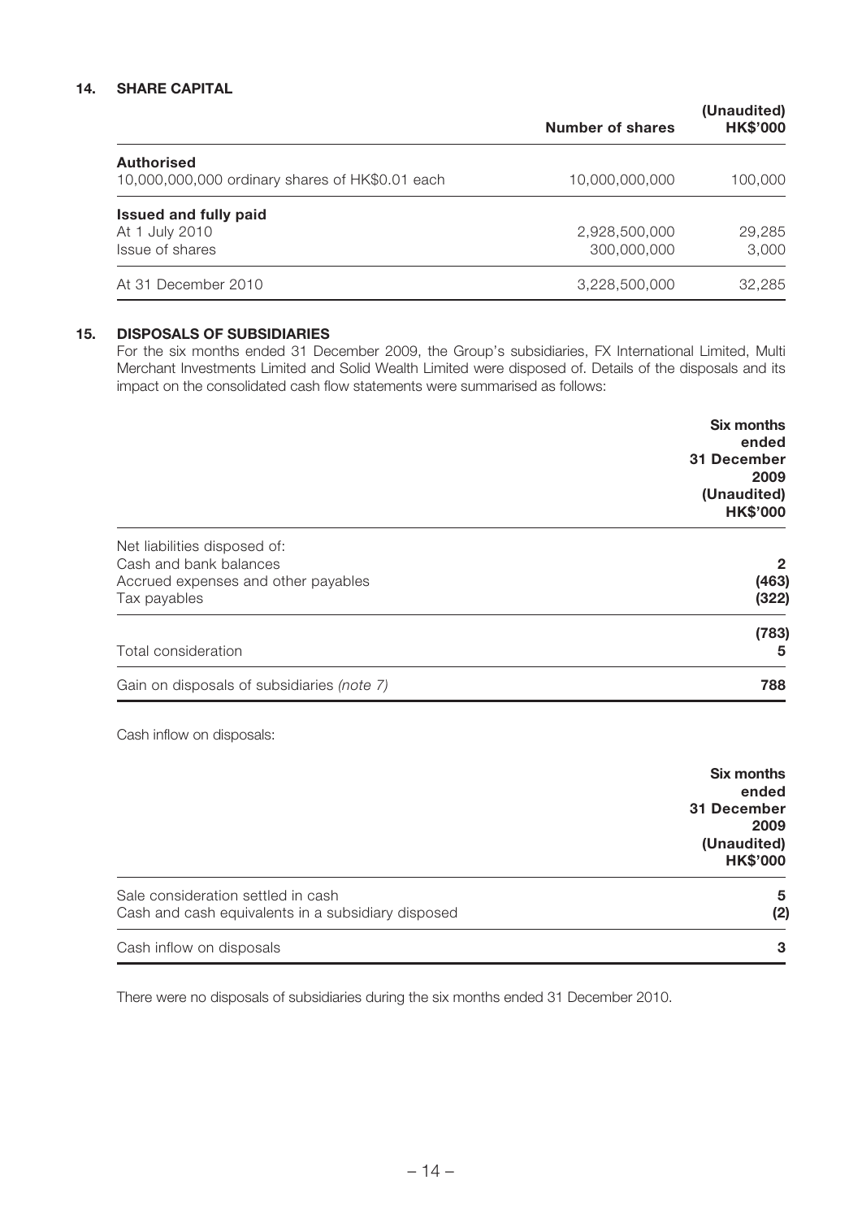## 14. SHARE CAPITAL

| | Number of shares | (Unaudited) HK$'000 |
|---|---|---|
| **Authorised** | | |
| 10,000,000,000 ordinary shares of HK$0.01 each | 10,000,000,000 | 100,000 |
| **Issued and fully paid** | | |
| At 1 July 2010 | 2,928,500,000 | 29,285 |
| Issue of shares | 300,000,000 | 3,000 |
| At 31 December 2010 | 3,228,500,000 | 32,285 |

## 15. DISPOSALS OF SUBSIDIARIES

For the six months ended 31 December 2009, the Group's subsidiaries, FX International Limited, Multi Merchant Investments Limited and Solid Wealth Limited were disposed of. Details of the disposals and its impact on the consolidated cash flow statements were summarised as follows:

| | Six months ended 31 December 2009 (Unaudited) HK$'000 |
|---|---|
| Net liabilities disposed of: | |
| Cash and bank balances | **2** |
| Accrued expenses and other payables | **(463)** |
| Tax payables | **(322)** |
| | **(783)** |
| Total consideration | **5** |
| Gain on disposals of subsidiaries *(note 7)* | **788** |

Cash inflow on disposals:

| | Six months ended 31 December 2009 (Unaudited) HK$'000 |
|---|---|
| Sale consideration settled in cash | **5** |
| Cash and cash equivalents in a subsidiary disposed | **(2)** |
| Cash inflow on disposals | **3** |

There were no disposals of subsidiaries during the six months ended 31 December 2010.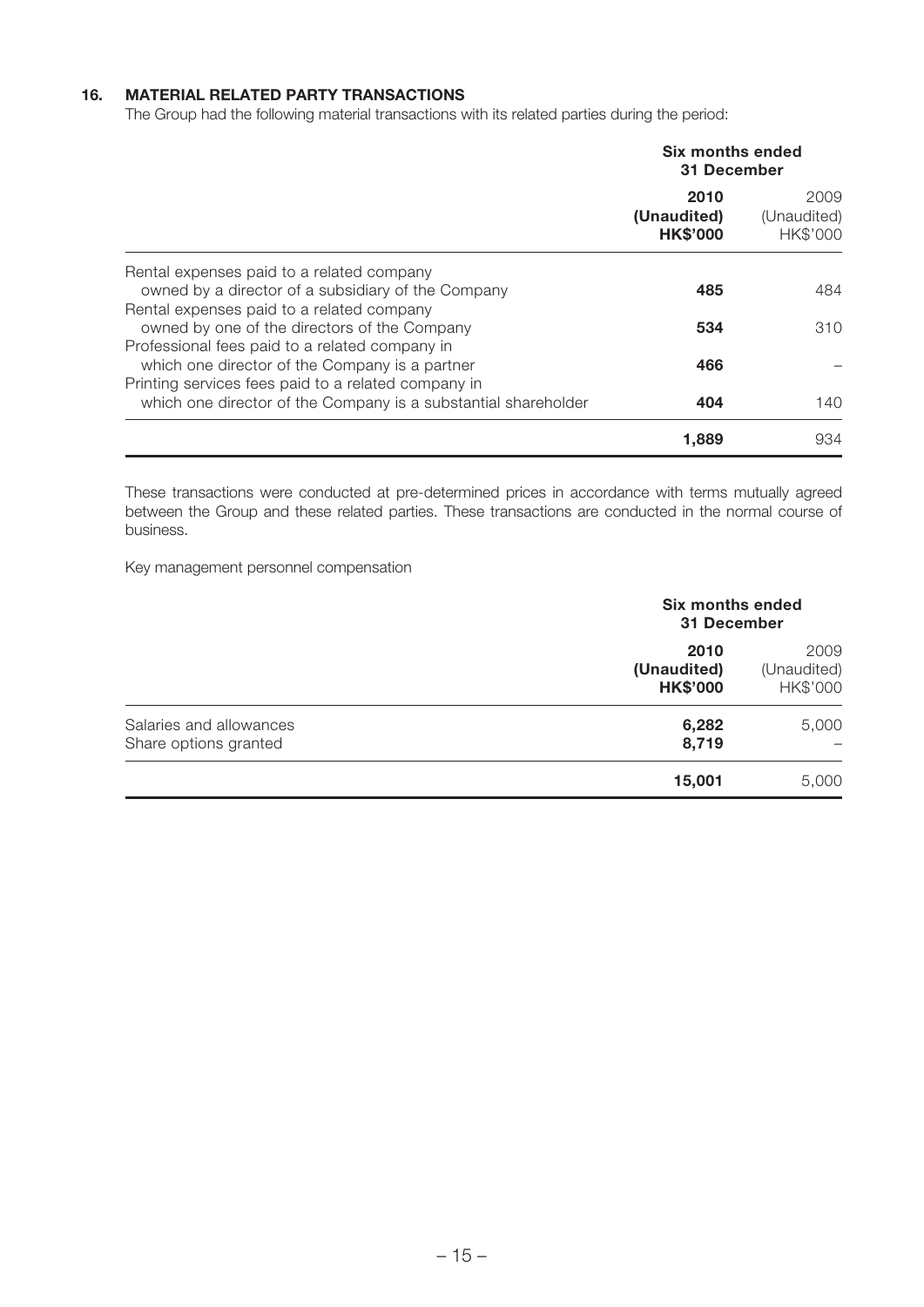## 16. MATERIAL RELATED PARTY TRANSACTIONS

The Group had the following material transactions with its related parties during the period:

| | Six months ended 31 December | |
|---|---|---|
| | **2010** | 2009 |
| | **(Unaudited)** | (Unaudited) |
| | **HK$'000** | HK$'000 |
| Rental expenses paid to a related company owned by a director of a subsidiary of the Company | **485** | 484 |
| Rental expenses paid to a related company owned by one of the directors of the Company | **534** | 310 |
| Professional fees paid to a related company in which one director of the Company is a partner | **466** | – |
| Printing services fees paid to a related company in which one director of the Company is a substantial shareholder | **404** | 140 |
| | **1,889** | 934 |

These transactions were conducted at pre-determined prices in accordance with terms mutually agreed between the Group and these related parties. These transactions are conducted in the normal course of business.

Key management personnel compensation

| | Six months ended 31 December | |
|---|---|---|
| | **2010** | 2009 |
| | **(Unaudited)** | (Unaudited) |
| | **HK$'000** | HK$'000 |
| Salaries and allowances | **6,282** | 5,000 |
| Share options granted | **8,719** | – |
| | **15,001** | 5,000 |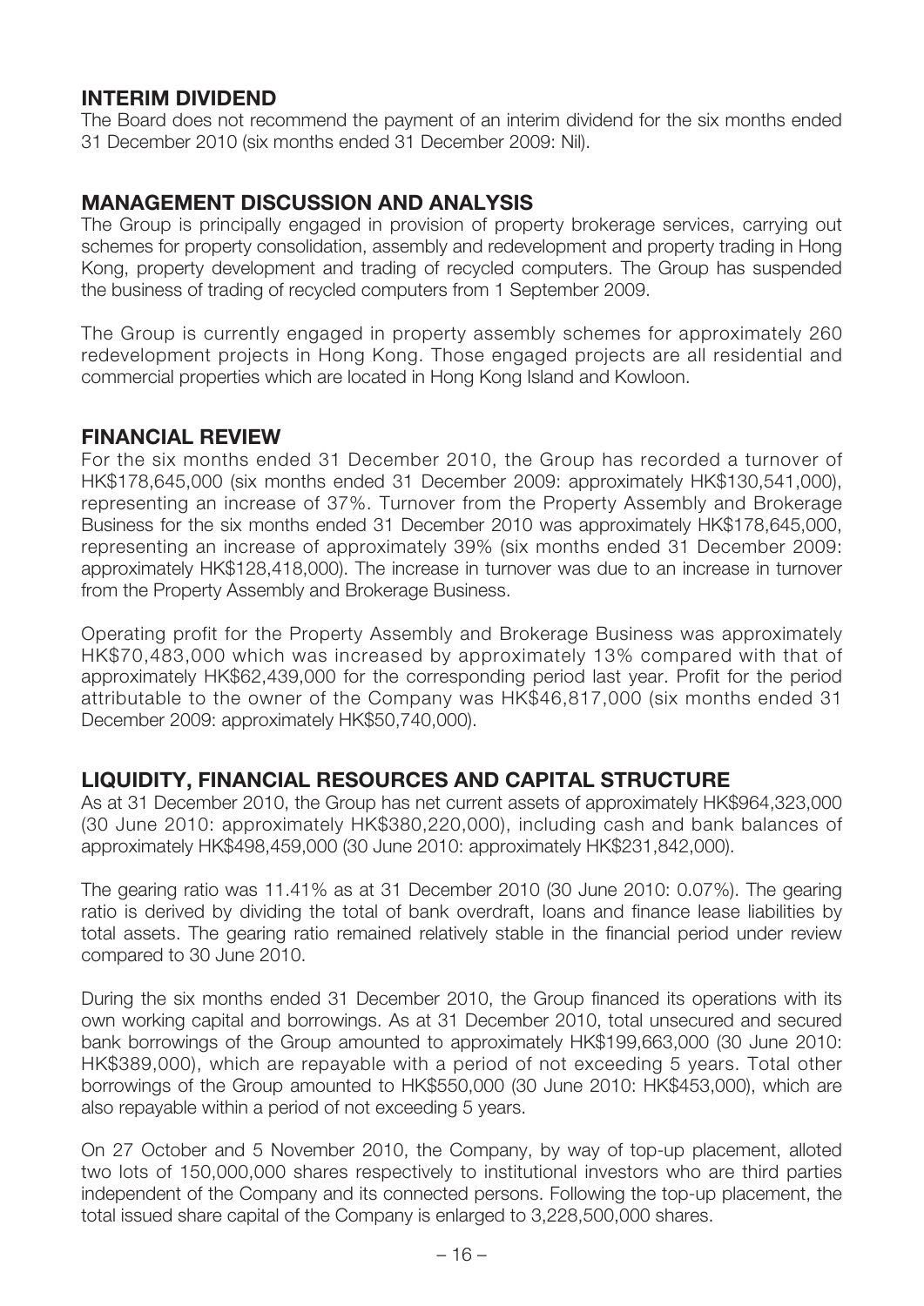## INTERIM DIVIDEND

The Board does not recommend the payment of an interim dividend for the six months ended 31 December 2010 (six months ended 31 December 2009: Nil).

## MANAGEMENT DISCUSSION AND ANALYSIS

The Group is principally engaged in provision of property brokerage services, carrying out schemes for property consolidation, assembly and redevelopment and property trading in Hong Kong, property development and trading of recycled computers. The Group has suspended the business of trading of recycled computers from 1 September 2009.

The Group is currently engaged in property assembly schemes for approximately 260 redevelopment projects in Hong Kong. Those engaged projects are all residential and commercial properties which are located in Hong Kong Island and Kowloon.

## FINANCIAL REVIEW

For the six months ended 31 December 2010, the Group has recorded a turnover of HK$178,645,000 (six months ended 31 December 2009: approximately HK$130,541,000), representing an increase of 37%. Turnover from the Property Assembly and Brokerage Business for the six months ended 31 December 2010 was approximately HK$178,645,000, representing an increase of approximately 39% (six months ended 31 December 2009: approximately HK$128,418,000). The increase in turnover was due to an increase in turnover from the Property Assembly and Brokerage Business.

Operating profit for the Property Assembly and Brokerage Business was approximately HK$70,483,000 which was increased by approximately 13% compared with that of approximately HK$62,439,000 for the corresponding period last year. Profit for the period attributable to the owner of the Company was HK$46,817,000 (six months ended 31 December 2009: approximately HK$50,740,000).

## LIQUIDITY, FINANCIAL RESOURCES AND CAPITAL STRUCTURE

As at 31 December 2010, the Group has net current assets of approximately HK$964,323,000 (30 June 2010: approximately HK$380,220,000), including cash and bank balances of approximately HK$498,459,000 (30 June 2010: approximately HK$231,842,000).

The gearing ratio was 11.41% as at 31 December 2010 (30 June 2010: 0.07%). The gearing ratio is derived by dividing the total of bank overdraft, loans and finance lease liabilities by total assets. The gearing ratio remained relatively stable in the financial period under review compared to 30 June 2010.

During the six months ended 31 December 2010, the Group financed its operations with its own working capital and borrowings. As at 31 December 2010, total unsecured and secured bank borrowings of the Group amounted to approximately HK$199,663,000 (30 June 2010: HK$389,000), which are repayable with a period of not exceeding 5 years. Total other borrowings of the Group amounted to HK$550,000 (30 June 2010: HK$453,000), which are also repayable within a period of not exceeding 5 years.

On 27 October and 5 November 2010, the Company, by way of top-up placement, alloted two lots of 150,000,000 shares respectively to institutional investors who are third parties independent of the Company and its connected persons. Following the top-up placement, the total issued share capital of the Company is enlarged to 3,228,500,000 shares.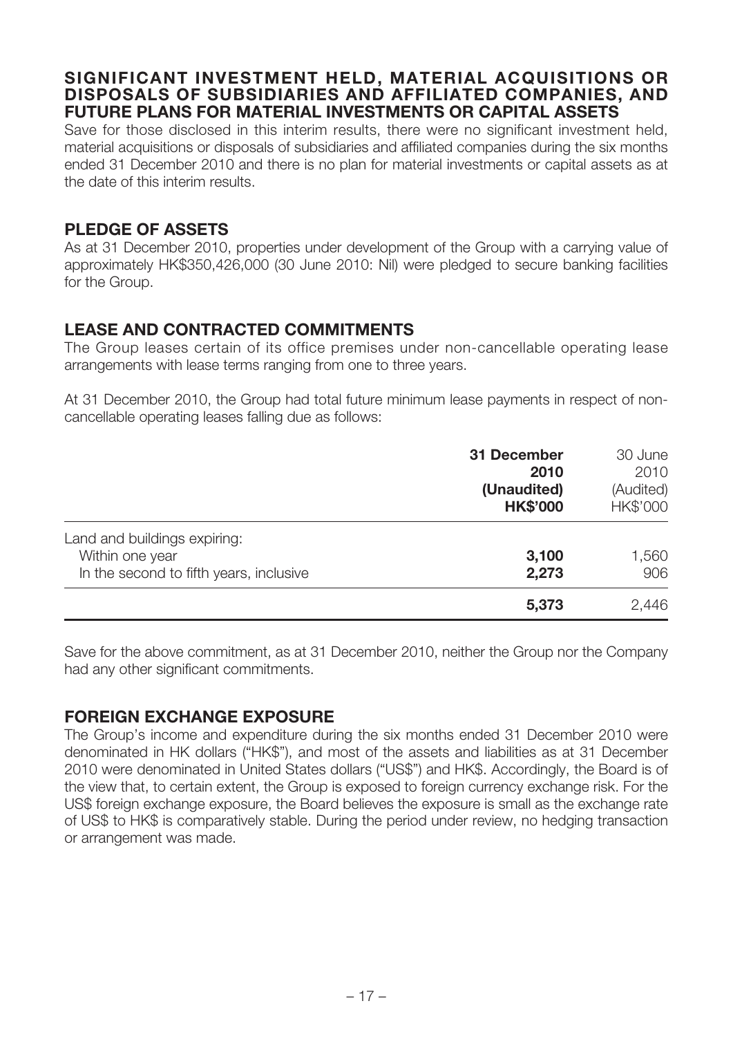## SIGNIFICANT INVESTMENT HELD, MATERIAL ACQUISITIONS OR DISPOSALS OF SUBSIDIARIES AND AFFILIATED COMPANIES, AND FUTURE PLANS FOR MATERIAL INVESTMENTS OR CAPITAL ASSETS

Save for those disclosed in this interim results, there were no significant investment held, material acquisitions or disposals of subsidiaries and affiliated companies during the six months ended 31 December 2010 and there is no plan for material investments or capital assets as at the date of this interim results.

## PLEDGE OF ASSETS

As at 31 December 2010, properties under development of the Group with a carrying value of approximately HK$350,426,000 (30 June 2010: Nil) were pledged to secure banking facilities for the Group.

## LEASE AND CONTRACTED COMMITMENTS

The Group leases certain of its office premises under non-cancellable operating lease arrangements with lease terms ranging from one to three years.

At 31 December 2010, the Group had total future minimum lease payments in respect of non-cancellable operating leases falling due as follows:

| | **31 December 2010 (Unaudited) HK$'000** | 30 June 2010 (Audited) HK$'000 |
|---|---|---|
| Land and buildings expiring: | | |
| Within one year | **3,100** | 1,560 |
| In the second to fifth years, inclusive | **2,273** | 906 |
| | **5,373** | 2,446 |

Save for the above commitment, as at 31 December 2010, neither the Group nor the Company had any other significant commitments.

## FOREIGN EXCHANGE EXPOSURE

The Group's income and expenditure during the six months ended 31 December 2010 were denominated in HK dollars ("HK$"), and most of the assets and liabilities as at 31 December 2010 were denominated in United States dollars ("US$") and HK$. Accordingly, the Board is of the view that, to certain extent, the Group is exposed to foreign currency exchange risk. For the US$ foreign exchange exposure, the Board believes the exposure is small as the exchange rate of US$ to HK$ is comparatively stable. During the period under review, no hedging transaction or arrangement was made.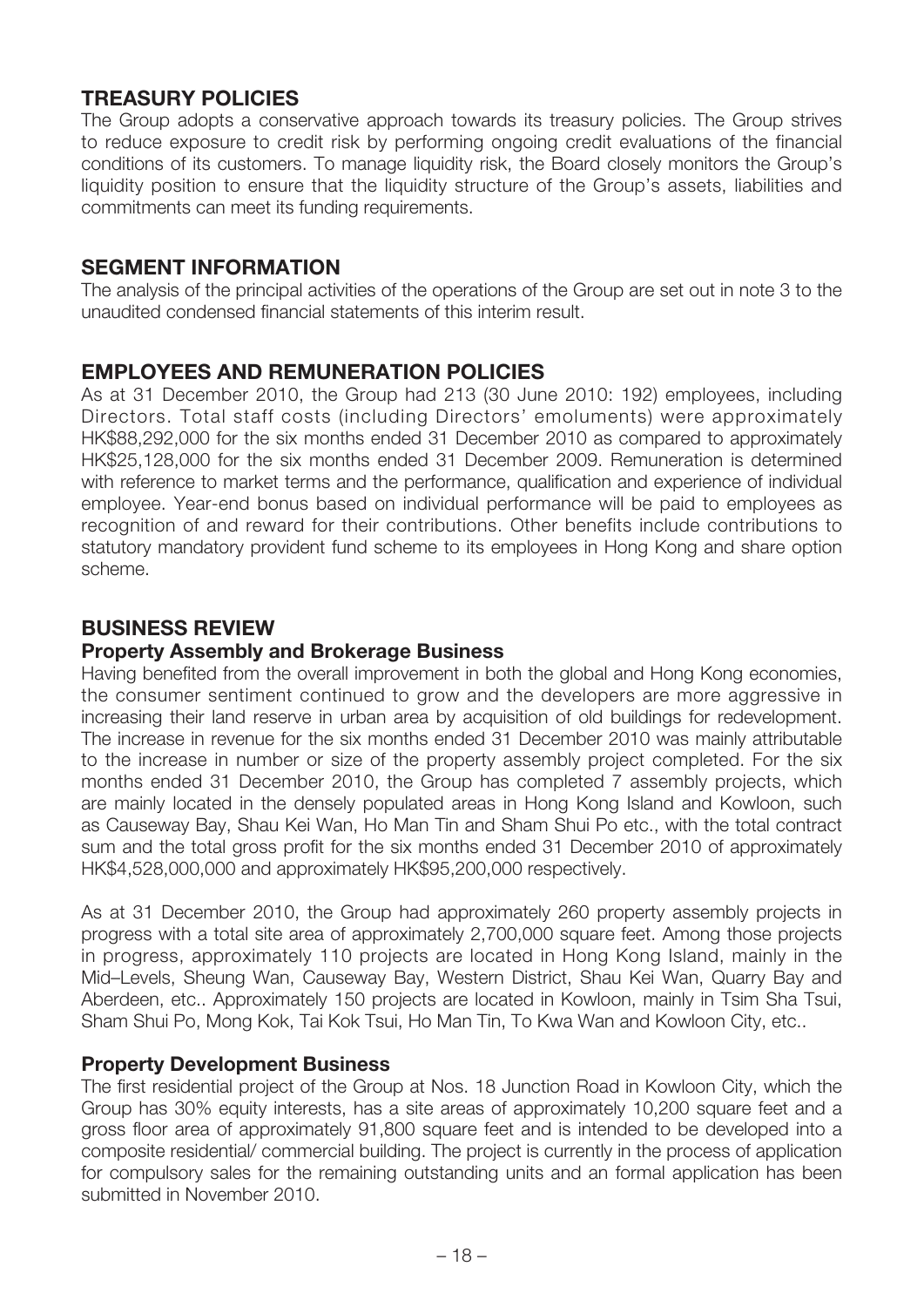## TREASURY POLICIES

The Group adopts a conservative approach towards its treasury policies. The Group strives to reduce exposure to credit risk by performing ongoing credit evaluations of the financial conditions of its customers. To manage liquidity risk, the Board closely monitors the Group's liquidity position to ensure that the liquidity structure of the Group's assets, liabilities and commitments can meet its funding requirements.

## SEGMENT INFORMATION

The analysis of the principal activities of the operations of the Group are set out in note 3 to the unaudited condensed financial statements of this interim result.

## EMPLOYEES AND REMUNERATION POLICIES

As at 31 December 2010, the Group had 213 (30 June 2010: 192) employees, including Directors. Total staff costs (including Directors' emoluments) were approximately HK$88,292,000 for the six months ended 31 December 2010 as compared to approximately HK$25,128,000 for the six months ended 31 December 2009. Remuneration is determined with reference to market terms and the performance, qualification and experience of individual employee. Year-end bonus based on individual performance will be paid to employees as recognition of and reward for their contributions. Other benefits include contributions to statutory mandatory provident fund scheme to its employees in Hong Kong and share option scheme.

## BUSINESS REVIEW

### Property Assembly and Brokerage Business

Having benefited from the overall improvement in both the global and Hong Kong economies, the consumer sentiment continued to grow and the developers are more aggressive in increasing their land reserve in urban area by acquisition of old buildings for redevelopment. The increase in revenue for the six months ended 31 December 2010 was mainly attributable to the increase in number or size of the property assembly project completed. For the six months ended 31 December 2010, the Group has completed 7 assembly projects, which are mainly located in the densely populated areas in Hong Kong Island and Kowloon, such as Causeway Bay, Shau Kei Wan, Ho Man Tin and Sham Shui Po etc., with the total contract sum and the total gross profit for the six months ended 31 December 2010 of approximately HK$4,528,000,000 and approximately HK$95,200,000 respectively.

As at 31 December 2010, the Group had approximately 260 property assembly projects in progress with a total site area of approximately 2,700,000 square feet. Among those projects in progress, approximately 110 projects are located in Hong Kong Island, mainly in the Mid–Levels, Sheung Wan, Causeway Bay, Western District, Shau Kei Wan, Quarry Bay and Aberdeen, etc.. Approximately 150 projects are located in Kowloon, mainly in Tsim Sha Tsui, Sham Shui Po, Mong Kok, Tai Kok Tsui, Ho Man Tin, To Kwa Wan and Kowloon City, etc..

### Property Development Business

The first residential project of the Group at Nos. 18 Junction Road in Kowloon City, which the Group has 30% equity interests, has a site areas of approximately 10,200 square feet and a gross floor area of approximately 91,800 square feet and is intended to be developed into a composite residential/ commercial building. The project is currently in the process of application for compulsory sales for the remaining outstanding units and an formal application has been submitted in November 2010.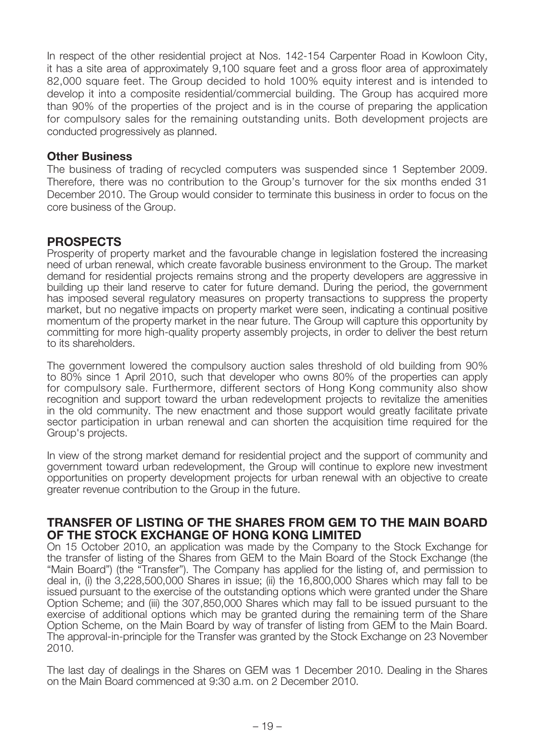In respect of the other residential project at Nos. 142-154 Carpenter Road in Kowloon City, it has a site area of approximately 9,100 square feet and a gross floor area of approximately 82,000 square feet. The Group decided to hold 100% equity interest and is intended to develop it into a composite residential/commercial building. The Group has acquired more than 90% of the properties of the project and is in the course of preparing the application for compulsory sales for the remaining outstanding units. Both development projects are conducted progressively as planned.

### Other Business

The business of trading of recycled computers was suspended since 1 September 2009. Therefore, there was no contribution to the Group's turnover for the six months ended 31 December 2010. The Group would consider to terminate this business in order to focus on the core business of the Group.

## PROSPECTS

Prosperity of property market and the favourable change in legislation fostered the increasing need of urban renewal, which create favorable business environment to the Group. The market demand for residential projects remains strong and the property developers are aggressive in building up their land reserve to cater for future demand. During the period, the government has imposed several regulatory measures on property transactions to suppress the property market, but no negative impacts on property market were seen, indicating a continual positive momentum of the property market in the near future. The Group will capture this opportunity by committing for more high-quality property assembly projects, in order to deliver the best return to its shareholders.

The government lowered the compulsory auction sales threshold of old building from 90% to 80% since 1 April 2010, such that developer who owns 80% of the properties can apply for compulsory sale. Furthermore, different sectors of Hong Kong community also show recognition and support toward the urban redevelopment projects to revitalize the amenities in the old community. The new enactment and those support would greatly facilitate private sector participation in urban renewal and can shorten the acquisition time required for the Group's projects.

In view of the strong market demand for residential project and the support of community and government toward urban redevelopment, the Group will continue to explore new investment opportunities on property development projects for urban renewal with an objective to create greater revenue contribution to the Group in the future.

## TRANSFER OF LISTING OF THE SHARES FROM GEM TO THE MAIN BOARD OF THE STOCK EXCHANGE OF HONG KONG LIMITED

On 15 October 2010, an application was made by the Company to the Stock Exchange for the transfer of listing of the Shares from GEM to the Main Board of the Stock Exchange (the "Main Board") (the "Transfer"). The Company has applied for the listing of, and permission to deal in, (i) the 3,228,500,000 Shares in issue; (ii) the 16,800,000 Shares which may fall to be issued pursuant to the exercise of the outstanding options which were granted under the Share Option Scheme; and (iii) the 307,850,000 Shares which may fall to be issued pursuant to the exercise of additional options which may be granted during the remaining term of the Share Option Scheme, on the Main Board by way of transfer of listing from GEM to the Main Board. The approval-in-principle for the Transfer was granted by the Stock Exchange on 23 November 2010.

The last day of dealings in the Shares on GEM was 1 December 2010. Dealing in the Shares on the Main Board commenced at 9:30 a.m. on 2 December 2010.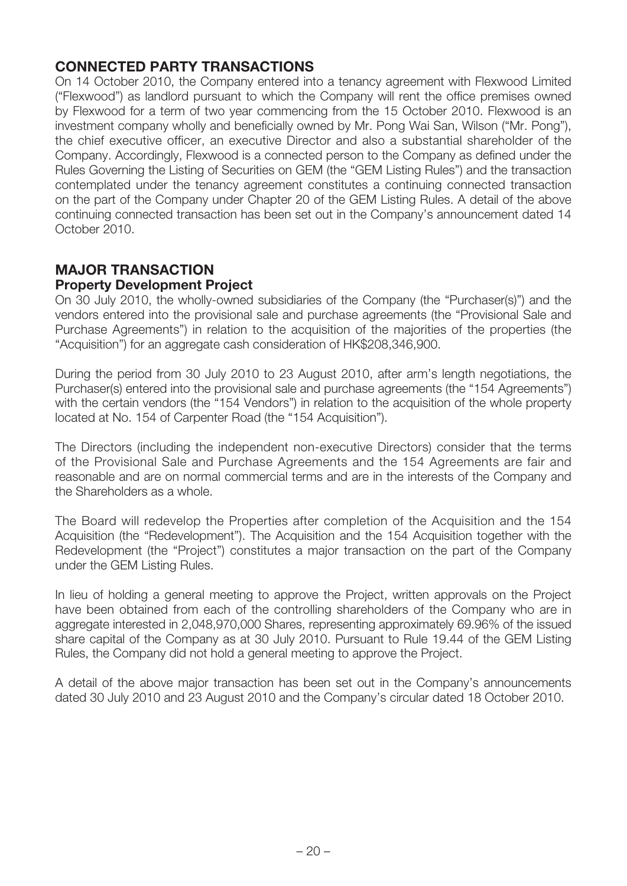## CONNECTED PARTY TRANSACTIONS

On 14 October 2010, the Company entered into a tenancy agreement with Flexwood Limited ("Flexwood") as landlord pursuant to which the Company will rent the office premises owned by Flexwood for a term of two year commencing from the 15 October 2010. Flexwood is an investment company wholly and beneficially owned by Mr. Pong Wai San, Wilson ("Mr. Pong"), the chief executive officer, an executive Director and also a substantial shareholder of the Company. Accordingly, Flexwood is a connected person to the Company as defined under the Rules Governing the Listing of Securities on GEM (the "GEM Listing Rules") and the transaction contemplated under the tenancy agreement constitutes a continuing connected transaction on the part of the Company under Chapter 20 of the GEM Listing Rules. A detail of the above continuing connected transaction has been set out in the Company's announcement dated 14 October 2010.

## MAJOR TRANSACTION

### Property Development Project

On 30 July 2010, the wholly-owned subsidiaries of the Company (the "Purchaser(s)") and the vendors entered into the provisional sale and purchase agreements (the "Provisional Sale and Purchase Agreements") in relation to the acquisition of the majorities of the properties (the "Acquisition") for an aggregate cash consideration of HK$208,346,900.

During the period from 30 July 2010 to 23 August 2010, after arm's length negotiations, the Purchaser(s) entered into the provisional sale and purchase agreements (the "154 Agreements") with the certain vendors (the "154 Vendors") in relation to the acquisition of the whole property located at No. 154 of Carpenter Road (the "154 Acquisition").

The Directors (including the independent non-executive Directors) consider that the terms of the Provisional Sale and Purchase Agreements and the 154 Agreements are fair and reasonable and are on normal commercial terms and are in the interests of the Company and the Shareholders as a whole.

The Board will redevelop the Properties after completion of the Acquisition and the 154 Acquisition (the "Redevelopment"). The Acquisition and the 154 Acquisition together with the Redevelopment (the "Project") constitutes a major transaction on the part of the Company under the GEM Listing Rules.

In lieu of holding a general meeting to approve the Project, written approvals on the Project have been obtained from each of the controlling shareholders of the Company who are in aggregate interested in 2,048,970,000 Shares, representing approximately 69.96% of the issued share capital of the Company as at 30 July 2010. Pursuant to Rule 19.44 of the GEM Listing Rules, the Company did not hold a general meeting to approve the Project.

A detail of the above major transaction has been set out in the Company's announcements dated 30 July 2010 and 23 August 2010 and the Company's circular dated 18 October 2010.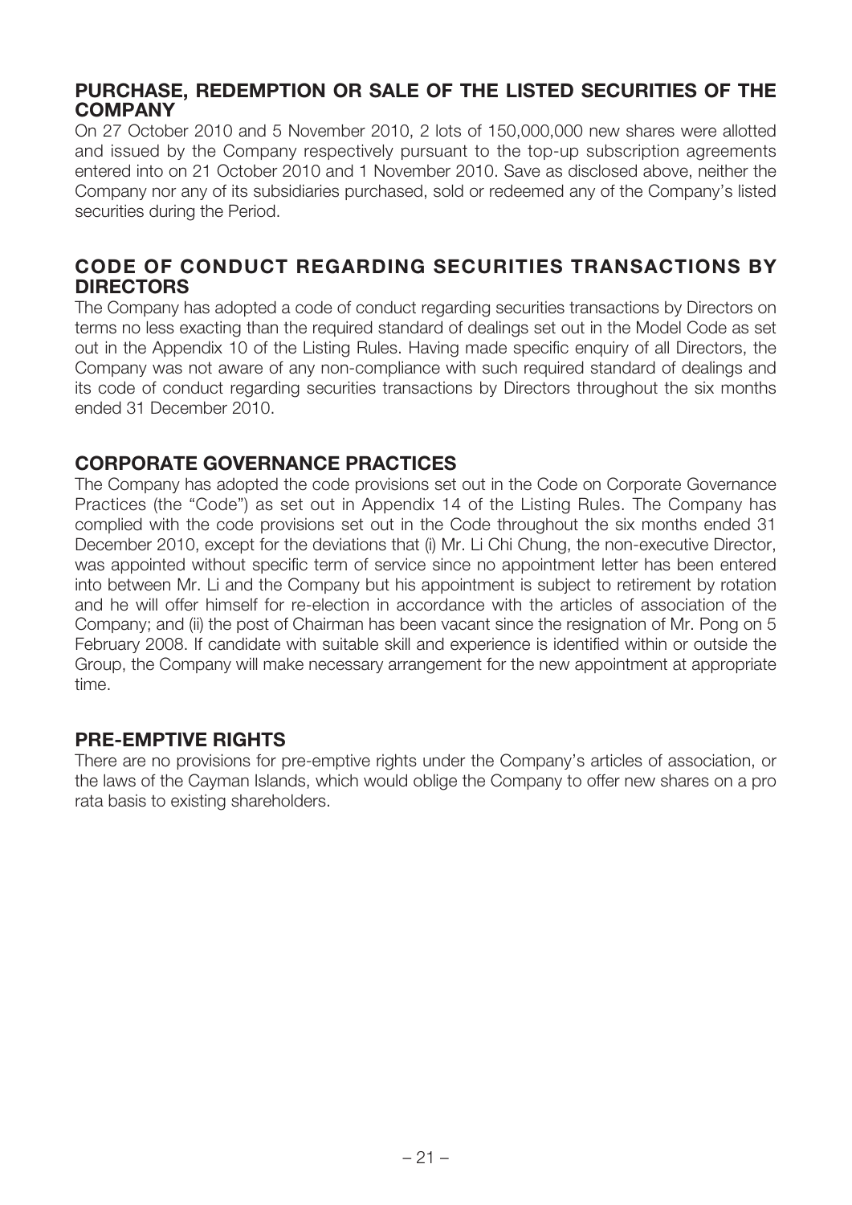## PURCHASE, REDEMPTION OR SALE OF THE LISTED SECURITIES OF THE COMPANY

On 27 October 2010 and 5 November 2010, 2 lots of 150,000,000 new shares were allotted and issued by the Company respectively pursuant to the top-up subscription agreements entered into on 21 October 2010 and 1 November 2010. Save as disclosed above, neither the Company nor any of its subsidiaries purchased, sold or redeemed any of the Company's listed securities during the Period.

## CODE OF CONDUCT REGARDING SECURITIES TRANSACTIONS BY DIRECTORS

The Company has adopted a code of conduct regarding securities transactions by Directors on terms no less exacting than the required standard of dealings set out in the Model Code as set out in the Appendix 10 of the Listing Rules. Having made specific enquiry of all Directors, the Company was not aware of any non-compliance with such required standard of dealings and its code of conduct regarding securities transactions by Directors throughout the six months ended 31 December 2010.

## CORPORATE GOVERNANCE PRACTICES

The Company has adopted the code provisions set out in the Code on Corporate Governance Practices (the "Code") as set out in Appendix 14 of the Listing Rules. The Company has complied with the code provisions set out in the Code throughout the six months ended 31 December 2010, except for the deviations that (i) Mr. Li Chi Chung, the non-executive Director, was appointed without specific term of service since no appointment letter has been entered into between Mr. Li and the Company but his appointment is subject to retirement by rotation and he will offer himself for re-election in accordance with the articles of association of the Company; and (ii) the post of Chairman has been vacant since the resignation of Mr. Pong on 5 February 2008. If candidate with suitable skill and experience is identified within or outside the Group, the Company will make necessary arrangement for the new appointment at appropriate time.

## PRE-EMPTIVE RIGHTS

There are no provisions for pre-emptive rights under the Company's articles of association, or the laws of the Cayman Islands, which would oblige the Company to offer new shares on a pro rata basis to existing shareholders.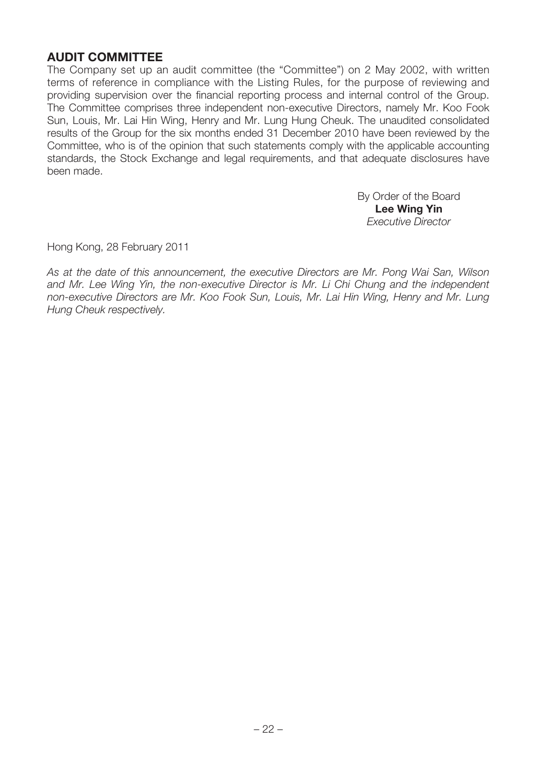## AUDIT COMMITTEE

The Company set up an audit committee (the "Committee") on 2 May 2002, with written terms of reference in compliance with the Listing Rules, for the purpose of reviewing and providing supervision over the financial reporting process and internal control of the Group. The Committee comprises three independent non-executive Directors, namely Mr. Koo Fook Sun, Louis, Mr. Lai Hin Wing, Henry and Mr. Lung Hung Cheuk. The unaudited consolidated results of the Group for the six months ended 31 December 2010 have been reviewed by the Committee, who is of the opinion that such statements comply with the applicable accounting standards, the Stock Exchange and legal requirements, and that adequate disclosures have been made.

By Order of the Board
**Lee Wing Yin**
*Executive Director*

Hong Kong, 28 February 2011

*As at the date of this announcement, the executive Directors are Mr. Pong Wai San, Wilson and Mr. Lee Wing Yin, the non-executive Director is Mr. Li Chi Chung and the independent non-executive Directors are Mr. Koo Fook Sun, Louis, Mr. Lai Hin Wing, Henry and Mr. Lung Hung Cheuk respectively.*